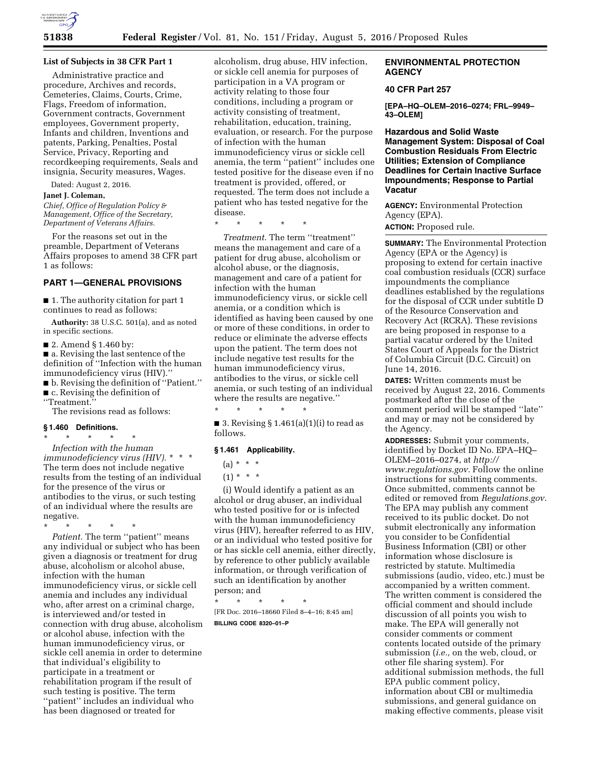### List of Subjects in 38 CFR Part 1

Administrative practice and procedure, Archives and records, Cemeteries, Claims, Courts, Crime, Flags, Freedom of information, Government contracts, Government employees, Government property, Infants and children, Inventions and patents, Parking, Penalties, Postal Service, Privacy, Reporting and recordkeeping requirements, Seals and insignia, Security measures, Wages.

Dated: August 2, 2016.

**Janet J. Coleman,**

*Chief, Office of Regulation Policy & Management, Office of the Secretary, Department of Veterans Affairs.*

For the reasons set out in the preamble, Department of Veterans Affairs proposes to amend 38 CFR part 1 as follows:

## PART 1—GENERAL PROVISIONS

■ 1. The authority citation for part 1 continues to read as follows:

**Authority:** 38 U.S.C. 501(a), and as noted in specific sections.

■ 2. Amend § 1.460 by:

■ a. Revising the last sentence of the definition of ''Infection with the human immunodeficiency virus (HIV).''

■ b. Revising the definition of ''Patient.''

■ c. Revising the definition of ''Treatment.''

The revisions read as follows:

### § 1.460 Definitions.

\* \* \* \* \*

*Infection with the human immunodeficiency virus (HIV).* \* \* \* The term does not include negative results from the testing of an individual for the presence of the virus or antibodies to the virus, or such testing of an individual where the results are negative.

\* \* \* \* \*

*Patient.* The term ''patient'' means any individual or subject who has been given a diagnosis or treatment for drug abuse, alcoholism or alcohol abuse, infection with the human immunodeficiency virus, or sickle cell anemia and includes any individual who, after arrest on a criminal charge, is interviewed and/or tested in connection with drug abuse, alcoholism or alcohol abuse, infection with the human immunodeficiency virus, or sickle cell anemia in order to determine that individual's eligibility to participate in a treatment or rehabilitation program if the result of such testing is positive. The term ''patient'' includes an individual who has been diagnosed or treated for alcoholism, drug abuse, HIV infection, or sickle cell anemia for purposes of participation in a VA program or activity relating to those four conditions, including a program or activity consisting of treatment, rehabilitation, education, training, evaluation, or research. For the purpose of infection with the human immunodeficiency virus or sickle cell anemia, the term ''patient'' includes one tested positive for the disease even if no treatment is provided, offered, or requested. The term does not include a patient who has tested negative for the disease.

\* \* \* \* \*

*Treatment.* The term ''treatment'' means the management and care of a patient for drug abuse, alcoholism or alcohol abuse, or the diagnosis, management and care of a patient for infection with the human immunodeficiency virus, or sickle cell anemia, or a condition which is identified as having been caused by one or more of these conditions, in order to reduce or eliminate the adverse effects upon the patient. The term does not include negative test results for the human immunodeficiency virus, antibodies to the virus, or sickle cell anemia, or such testing of an individual where the results are negative.''

\* \* \* \* \*

■ 3. Revising § 1.461(a)(1)(i) to read as follows.

### § 1.461 Applicability.

(a) \* \* \*

(1) \* \* \*

(i) Would identify a patient as an alcohol or drug abuser, an individual who tested positive for or is infected with the human immunodeficiency virus (HIV), hereafter referred to as HIV, or an individual who tested positive for or has sickle cell anemia, either directly, by reference to other publicly available information, or through verification of such an identification by another person; and

\* \* \* \* \*

[FR Doc. 2016–18660 Filed 8–4–16; 8:45 am]

**BILLING CODE 8320–01–P**

## ENVIRONMENTAL PROTECTION AGENCY

### 40 CFR Part 257

**[EPA–HQ–OLEM–2016–0274; FRL–9949–43–OLEM]**

### Hazardous and Solid Waste Management System: Disposal of Coal Combustion Residuals From Electric Utilities; Extension of Compliance Deadlines for Certain Inactive Surface Impoundments; Response to Partial Vacatur

**AGENCY:** Environmental Protection Agency (EPA).

**ACTION:** Proposed rule.

**SUMMARY:** The Environmental Protection Agency (EPA or the Agency) is proposing to extend for certain inactive coal combustion residuals (CCR) surface impoundments the compliance deadlines established by the regulations for the disposal of CCR under subtitle D of the Resource Conservation and Recovery Act (RCRA). These revisions are being proposed in response to a partial vacatur ordered by the United States Court of Appeals for the District of Columbia Circuit (D.C. Circuit) on June 14, 2016.

**DATES:** Written comments must be received by August 22, 2016. Comments postmarked after the close of the comment period will be stamped ''late'' and may or may not be considered by the Agency.

**ADDRESSES:** Submit your comments, identified by Docket ID No. EPA–HQ–OLEM–2016–0274, at *http://www.regulations.gov.* Follow the online instructions for submitting comments. Once submitted, comments cannot be edited or removed from *Regulations.gov.* The EPA may publish any comment received to its public docket. Do not submit electronically any information you consider to be Confidential Business Information (CBI) or other information whose disclosure is restricted by statute. Multimedia submissions (audio, video, etc.) must be accompanied by a written comment. The written comment is considered the official comment and should include discussion of all points you wish to make. The EPA will generally not consider comments or comment contents located outside of the primary submission (*i.e.,* on the web, cloud, or other file sharing system). For additional submission methods, the full EPA public comment policy, information about CBI or multimedia submissions, and general guidance on making effective comments, please visit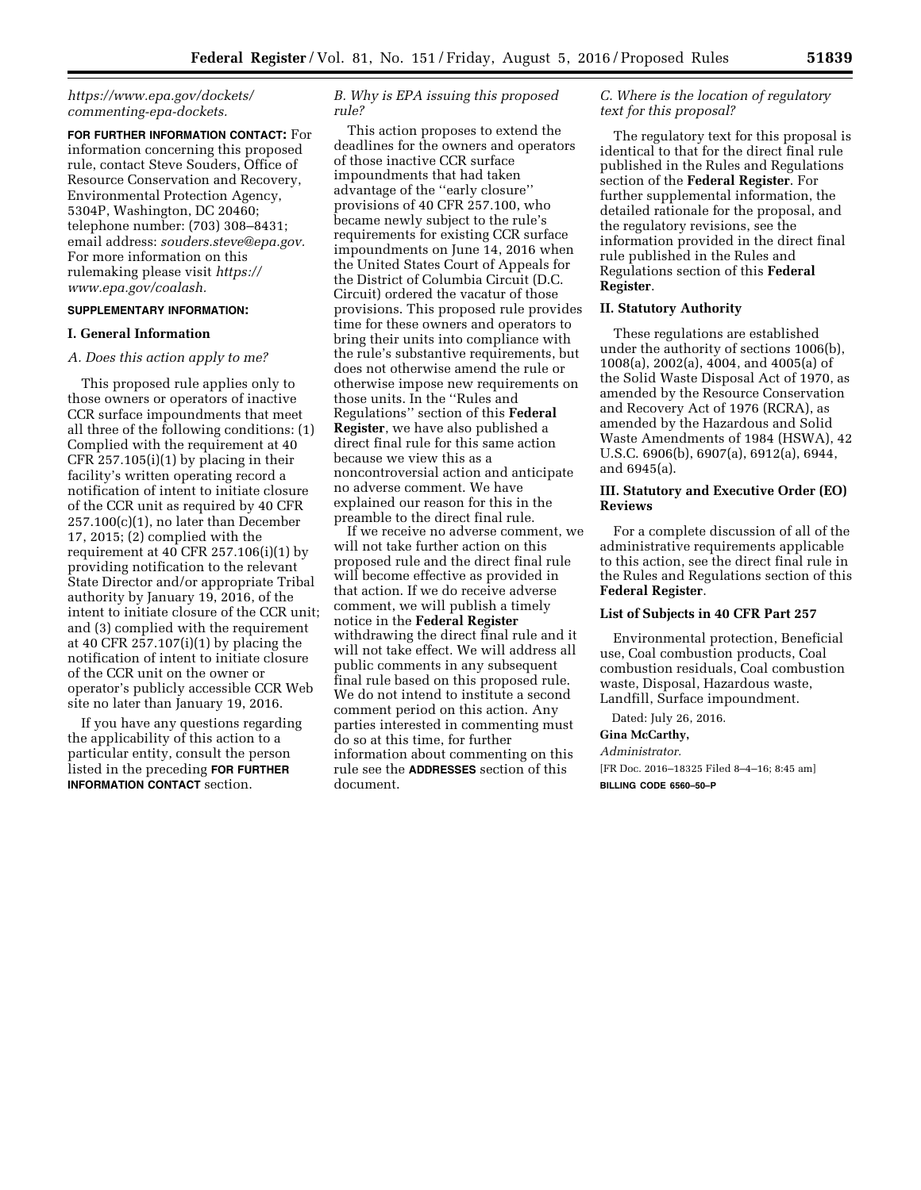*https://www.epa.gov/dockets/commenting-epa-dockets.*

**FOR FURTHER INFORMATION CONTACT:** For information concerning this proposed rule, contact Steve Souders, Office of Resource Conservation and Recovery, Environmental Protection Agency, 5304P, Washington, DC 20460; telephone number: (703) 308–8431; email address: *souders.steve@epa.gov.* For more information on this rulemaking please visit *https://www.epa.gov/coalash.*

**SUPPLEMENTARY INFORMATION:**

## I. General Information

### *A. Does this action apply to me?*

This proposed rule applies only to those owners or operators of inactive CCR surface impoundments that meet all three of the following conditions: (1) Complied with the requirement at 40 CFR 257.105(i)(1) by placing in their facility's written operating record a notification of intent to initiate closure of the CCR unit as required by 40 CFR 257.100(c)(1), no later than December 17, 2015; (2) complied with the requirement at 40 CFR 257.106(i)(1) by providing notification to the relevant State Director and/or appropriate Tribal authority by January 19, 2016, of the intent to initiate closure of the CCR unit; and (3) complied with the requirement at 40 CFR 257.107(i)(1) by placing the notification of intent to initiate closure of the CCR unit on the owner or operator's publicly accessible CCR Web site no later than January 19, 2016.

If you have any questions regarding the applicability of this action to a particular entity, consult the person listed in the preceding **FOR FURTHER INFORMATION CONTACT** section.

### *B. Why is EPA issuing this proposed rule?*

This action proposes to extend the deadlines for the owners and operators of those inactive CCR surface impoundments that had taken advantage of the ''early closure'' provisions of 40 CFR 257.100, who became newly subject to the rule's requirements for existing CCR surface impoundments on June 14, 2016 when the United States Court of Appeals for the District of Columbia Circuit (D.C. Circuit) ordered the vacatur of those provisions. This proposed rule provides time for these owners and operators to bring their units into compliance with the rule's substantive requirements, but does not otherwise amend the rule or otherwise impose new requirements on those units. In the ''Rules and Regulations'' section of this **Federal Register**, we have also published a direct final rule for this same action because we view this as a noncontroversial action and anticipate no adverse comment. We have explained our reason for this in the preamble to the direct final rule.

If we receive no adverse comment, we will not take further action on this proposed rule and the direct final rule will become effective as provided in that action. If we do receive adverse comment, we will publish a timely notice in the **Federal Register** withdrawing the direct final rule and it will not take effect. We will address all public comments in any subsequent final rule based on this proposed rule. We do not intend to institute a second comment period on this action. Any parties interested in commenting must do so at this time, for further information about commenting on this rule see the **ADDRESSES** section of this document.

### *C. Where is the location of regulatory text for this proposal?*

The regulatory text for this proposal is identical to that for the direct final rule published in the Rules and Regulations section of the **Federal Register**. For further supplemental information, the detailed rationale for the proposal, and the regulatory revisions, see the information provided in the direct final rule published in the Rules and Regulations section of this **Federal Register**.

## II. Statutory Authority

These regulations are established under the authority of sections 1006(b), 1008(a), 2002(a), 4004, and 4005(a) of the Solid Waste Disposal Act of 1970, as amended by the Resource Conservation and Recovery Act of 1976 (RCRA), as amended by the Hazardous and Solid Waste Amendments of 1984 (HSWA), 42 U.S.C. 6906(b), 6907(a), 6912(a), 6944, and 6945(a).

## III. Statutory and Executive Order (EO) Reviews

For a complete discussion of all of the administrative requirements applicable to this action, see the direct final rule in the Rules and Regulations section of this **Federal Register**.

## List of Subjects in 40 CFR Part 257

Environmental protection, Beneficial use, Coal combustion products, Coal combustion residuals, Coal combustion waste, Disposal, Hazardous waste, Landfill, Surface impoundment.

Dated: July 26, 2016.

**Gina McCarthy,**

*Administrator.*

[FR Doc. 2016–18325 Filed 8–4–16; 8:45 am]

**BILLING CODE 6560–50–P**